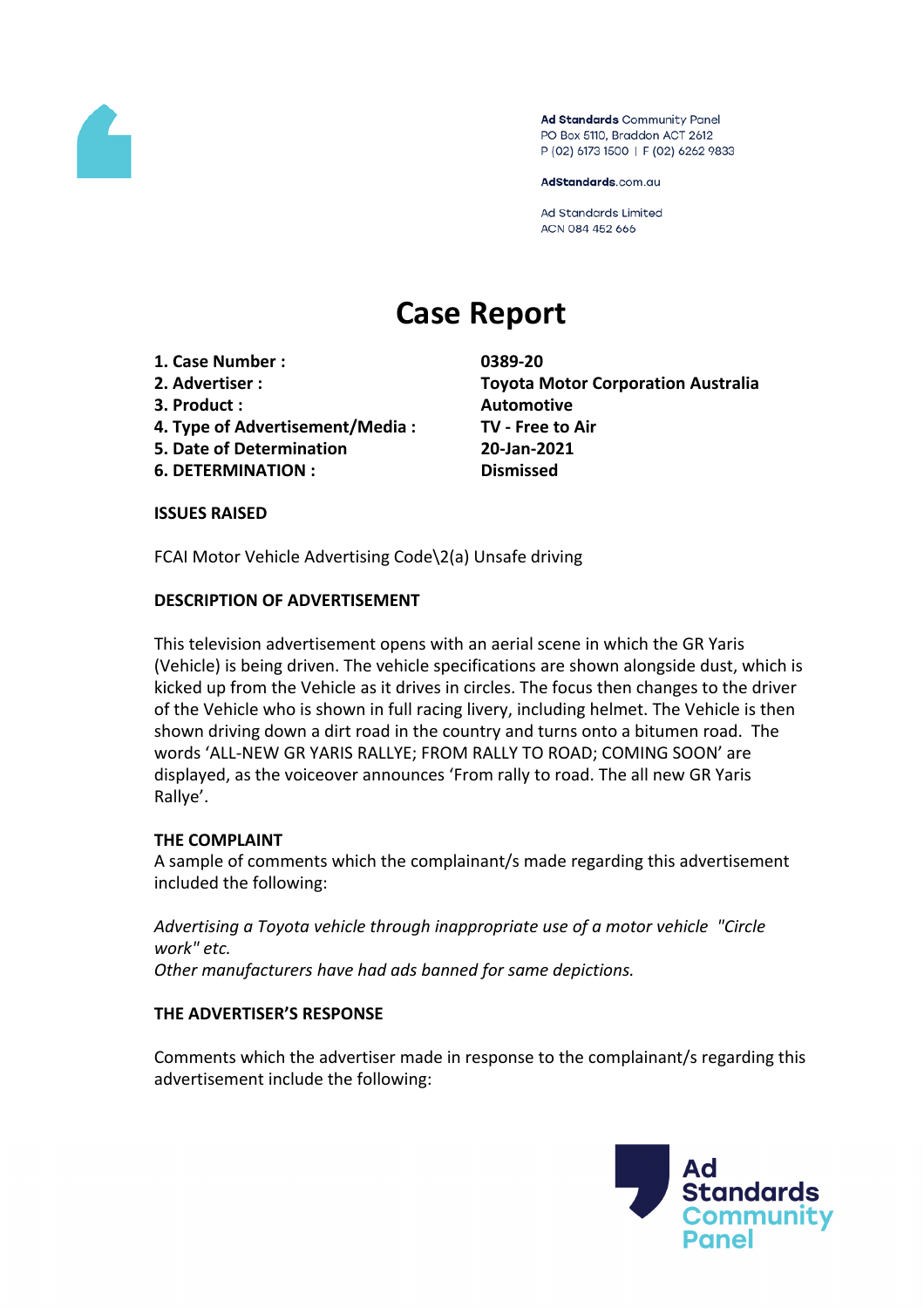Ad Standards Community Panel
PO Box 5110, Braddon ACT 2612
P (02) 6173 1500 | F (02) 6262 9833

AdStandards.com.au

Ad Standards Limited
ACN 084 452 666

# Case Report

| | |
|---|---|
| **1. Case Number :** | **0389-20** |
| **2. Advertiser :** | **Toyota Motor Corporation Australia** |
| **3. Product :** | **Automotive** |
| **4. Type of Advertisement/Media :** | **TV - Free to Air** |
| **5. Date of Determination** | **20-Jan-2021** |
| **6. DETERMINATION :** | **Dismissed** |

**ISSUES RAISED**

FCAI Motor Vehicle Advertising Code\2(a) Unsafe driving

**DESCRIPTION OF ADVERTISEMENT**

This television advertisement opens with an aerial scene in which the GR Yaris (Vehicle) is being driven. The vehicle specifications are shown alongside dust, which is kicked up from the Vehicle as it drives in circles. The focus then changes to the driver of the Vehicle who is shown in full racing livery, including helmet. The Vehicle is then shown driving down a dirt road in the country and turns onto a bitumen road. The words 'ALL-NEW GR YARIS RALLYE; FROM RALLY TO ROAD; COMING SOON' are displayed, as the voiceover announces 'From rally to road. The all new GR Yaris Rallye'.

**THE COMPLAINT**

A sample of comments which the complainant/s made regarding this advertisement included the following:

*Advertising a Toyota vehicle through inappropriate use of a motor vehicle "Circle work" etc.*
*Other manufacturers have had ads banned for same depictions.*

**THE ADVERTISER'S RESPONSE**

Comments which the advertiser made in response to the complainant/s regarding this advertisement include the following: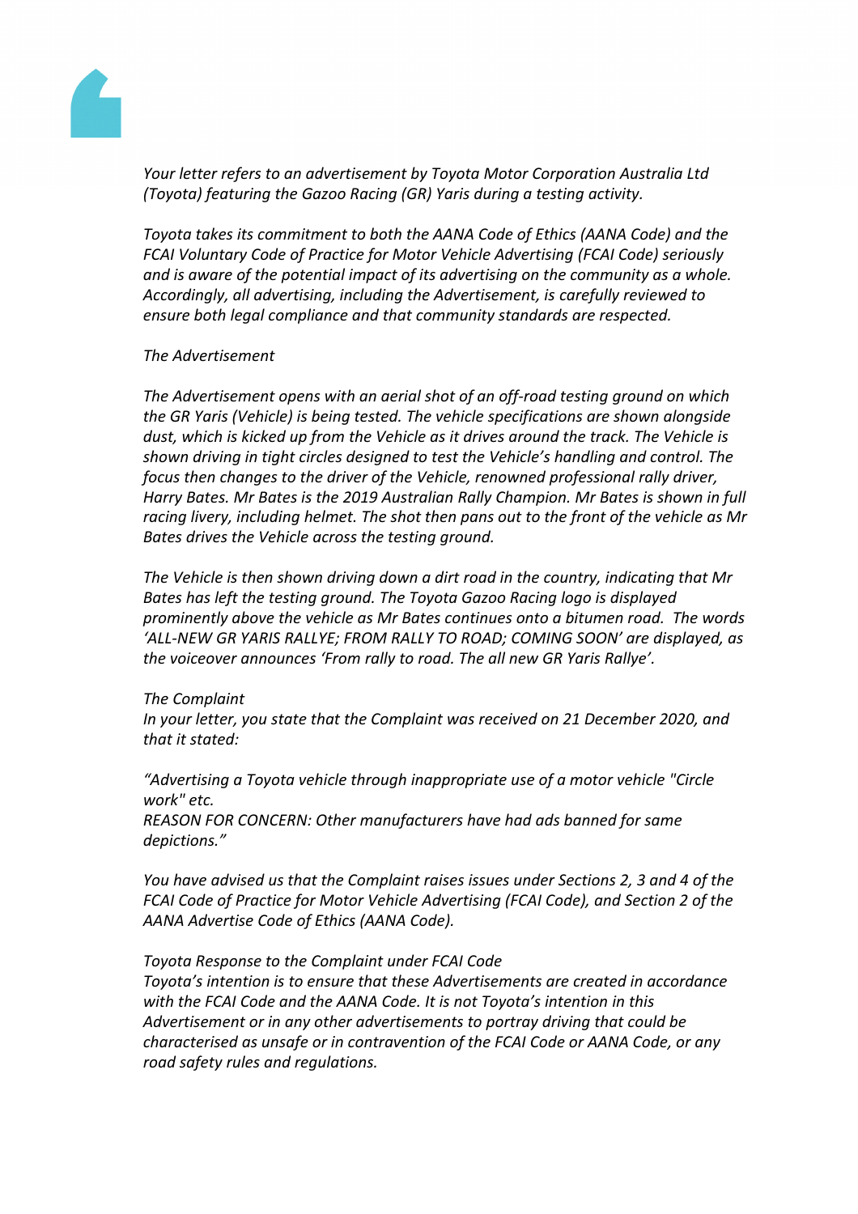*Your letter refers to an advertisement by Toyota Motor Corporation Australia Ltd (Toyota) featuring the Gazoo Racing (GR) Yaris during a testing activity.*

*Toyota takes its commitment to both the AANA Code of Ethics (AANA Code) and the FCAI Voluntary Code of Practice for Motor Vehicle Advertising (FCAI Code) seriously and is aware of the potential impact of its advertising on the community as a whole. Accordingly, all advertising, including the Advertisement, is carefully reviewed to ensure both legal compliance and that community standards are respected.*

*The Advertisement*

*The Advertisement opens with an aerial shot of an off-road testing ground on which the GR Yaris (Vehicle) is being tested. The vehicle specifications are shown alongside dust, which is kicked up from the Vehicle as it drives around the track. The Vehicle is shown driving in tight circles designed to test the Vehicle's handling and control. The focus then changes to the driver of the Vehicle, renowned professional rally driver, Harry Bates. Mr Bates is the 2019 Australian Rally Champion. Mr Bates is shown in full racing livery, including helmet. The shot then pans out to the front of the vehicle as Mr Bates drives the Vehicle across the testing ground.*

*The Vehicle is then shown driving down a dirt road in the country, indicating that Mr Bates has left the testing ground. The Toyota Gazoo Racing logo is displayed prominently above the vehicle as Mr Bates continues onto a bitumen road. The words 'ALL-NEW GR YARIS RALLYE; FROM RALLY TO ROAD; COMING SOON' are displayed, as the voiceover announces 'From rally to road. The all new GR Yaris Rallye'.*

*The Complaint*

*In your letter, you state that the Complaint was received on 21 December 2020, and that it stated:*

*"Advertising a Toyota vehicle through inappropriate use of a motor vehicle "Circle work" etc.*
*REASON FOR CONCERN: Other manufacturers have had ads banned for same depictions."*

*You have advised us that the Complaint raises issues under Sections 2, 3 and 4 of the FCAI Code of Practice for Motor Vehicle Advertising (FCAI Code), and Section 2 of the AANA Advertise Code of Ethics (AANA Code).*

*Toyota Response to the Complaint under FCAI Code*

*Toyota's intention is to ensure that these Advertisements are created in accordance with the FCAI Code and the AANA Code. It is not Toyota's intention in this Advertisement or in any other advertisements to portray driving that could be characterised as unsafe or in contravention of the FCAI Code or AANA Code, or any road safety rules and regulations.*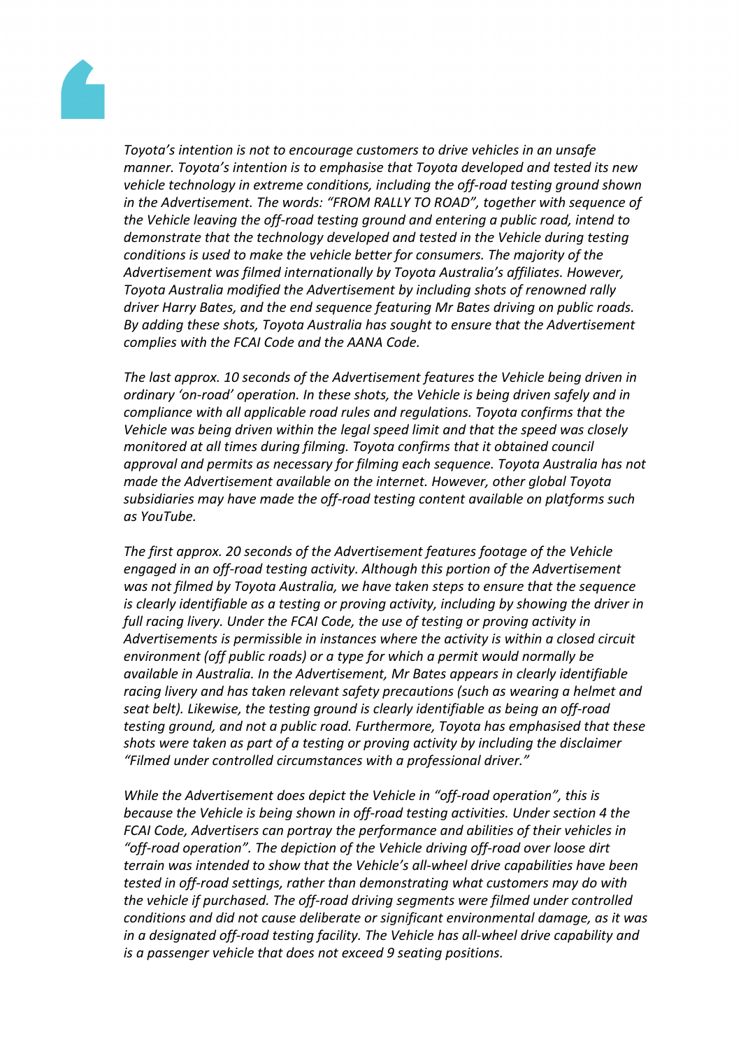*Toyota's intention is not to encourage customers to drive vehicles in an unsafe manner. Toyota's intention is to emphasise that Toyota developed and tested its new vehicle technology in extreme conditions, including the off-road testing ground shown in the Advertisement. The words: "FROM RALLY TO ROAD", together with sequence of the Vehicle leaving the off-road testing ground and entering a public road, intend to demonstrate that the technology developed and tested in the Vehicle during testing conditions is used to make the vehicle better for consumers. The majority of the Advertisement was filmed internationally by Toyota Australia's affiliates. However, Toyota Australia modified the Advertisement by including shots of renowned rally driver Harry Bates, and the end sequence featuring Mr Bates driving on public roads. By adding these shots, Toyota Australia has sought to ensure that the Advertisement complies with the FCAI Code and the AANA Code.*

*The last approx. 10 seconds of the Advertisement features the Vehicle being driven in ordinary 'on-road' operation. In these shots, the Vehicle is being driven safely and in compliance with all applicable road rules and regulations. Toyota confirms that the Vehicle was being driven within the legal speed limit and that the speed was closely monitored at all times during filming. Toyota confirms that it obtained council approval and permits as necessary for filming each sequence. Toyota Australia has not made the Advertisement available on the internet. However, other global Toyota subsidiaries may have made the off-road testing content available on platforms such as YouTube.*

*The first approx. 20 seconds of the Advertisement features footage of the Vehicle engaged in an off-road testing activity. Although this portion of the Advertisement was not filmed by Toyota Australia, we have taken steps to ensure that the sequence is clearly identifiable as a testing or proving activity, including by showing the driver in full racing livery. Under the FCAI Code, the use of testing or proving activity in Advertisements is permissible in instances where the activity is within a closed circuit environment (off public roads) or a type for which a permit would normally be available in Australia. In the Advertisement, Mr Bates appears in clearly identifiable racing livery and has taken relevant safety precautions (such as wearing a helmet and seat belt). Likewise, the testing ground is clearly identifiable as being an off-road testing ground, and not a public road. Furthermore, Toyota has emphasised that these shots were taken as part of a testing or proving activity by including the disclaimer "Filmed under controlled circumstances with a professional driver."*

*While the Advertisement does depict the Vehicle in "off-road operation", this is because the Vehicle is being shown in off-road testing activities. Under section 4 the FCAI Code, Advertisers can portray the performance and abilities of their vehicles in "off-road operation". The depiction of the Vehicle driving off-road over loose dirt terrain was intended to show that the Vehicle's all-wheel drive capabilities have been tested in off-road settings, rather than demonstrating what customers may do with the vehicle if purchased. The off-road driving segments were filmed under controlled conditions and did not cause deliberate or significant environmental damage, as it was in a designated off-road testing facility. The Vehicle has all-wheel drive capability and is a passenger vehicle that does not exceed 9 seating positions.*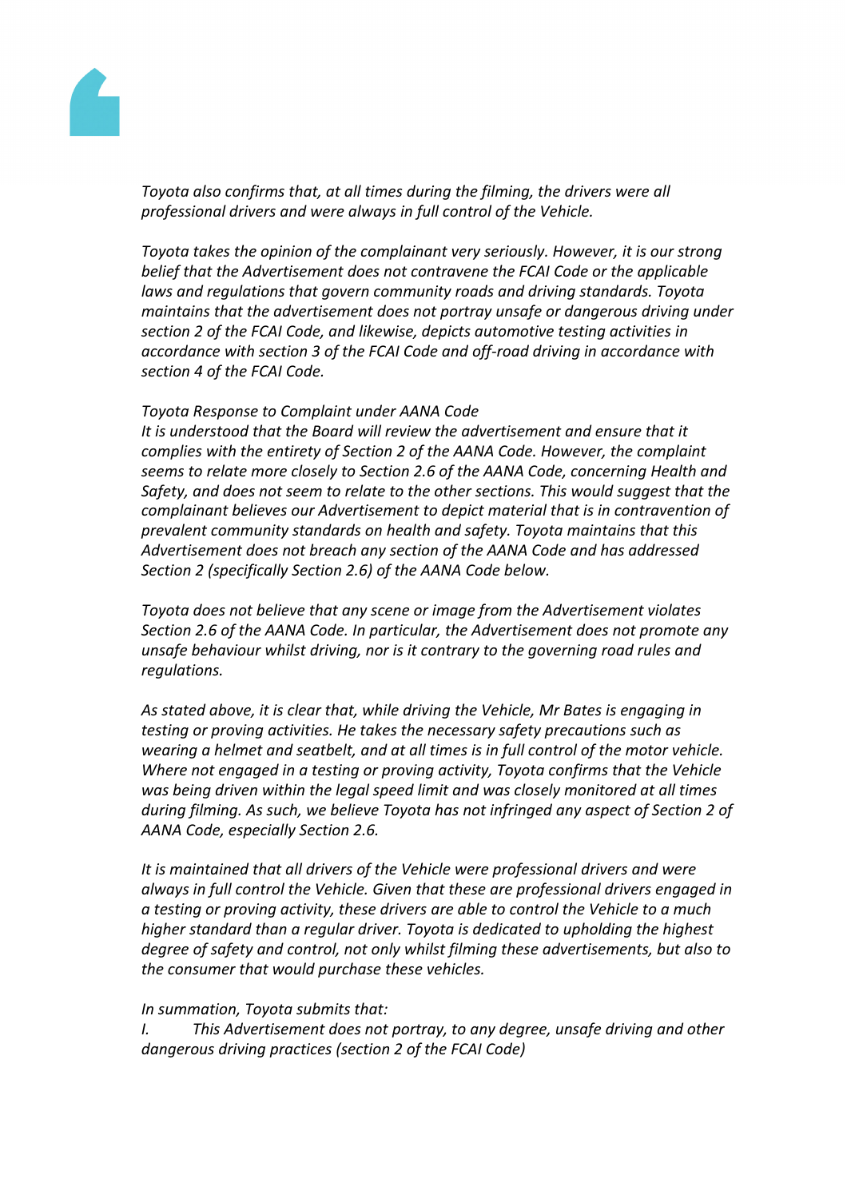*Toyota also confirms that, at all times during the filming, the drivers were all professional drivers and were always in full control of the Vehicle.*

*Toyota takes the opinion of the complainant very seriously. However, it is our strong belief that the Advertisement does not contravene the FCAI Code or the applicable laws and regulations that govern community roads and driving standards. Toyota maintains that the advertisement does not portray unsafe or dangerous driving under section 2 of the FCAI Code, and likewise, depicts automotive testing activities in accordance with section 3 of the FCAI Code and off-road driving in accordance with section 4 of the FCAI Code.*

*Toyota Response to Complaint under AANA Code*
*It is understood that the Board will review the advertisement and ensure that it complies with the entirety of Section 2 of the AANA Code. However, the complaint seems to relate more closely to Section 2.6 of the AANA Code, concerning Health and Safety, and does not seem to relate to the other sections. This would suggest that the complainant believes our Advertisement to depict material that is in contravention of prevalent community standards on health and safety. Toyota maintains that this Advertisement does not breach any section of the AANA Code and has addressed Section 2 (specifically Section 2.6) of the AANA Code below.*

*Toyota does not believe that any scene or image from the Advertisement violates Section 2.6 of the AANA Code. In particular, the Advertisement does not promote any unsafe behaviour whilst driving, nor is it contrary to the governing road rules and regulations.*

*As stated above, it is clear that, while driving the Vehicle, Mr Bates is engaging in testing or proving activities. He takes the necessary safety precautions such as wearing a helmet and seatbelt, and at all times is in full control of the motor vehicle. Where not engaged in a testing or proving activity, Toyota confirms that the Vehicle was being driven within the legal speed limit and was closely monitored at all times during filming. As such, we believe Toyota has not infringed any aspect of Section 2 of AANA Code, especially Section 2.6.*

*It is maintained that all drivers of the Vehicle were professional drivers and were always in full control the Vehicle. Given that these are professional drivers engaged in a testing or proving activity, these drivers are able to control the Vehicle to a much higher standard than a regular driver. Toyota is dedicated to upholding the highest degree of safety and control, not only whilst filming these advertisements, but also to the consumer that would purchase these vehicles.*

*In summation, Toyota submits that:*
*I. This Advertisement does not portray, to any degree, unsafe driving and other dangerous driving practices (section 2 of the FCAI Code)*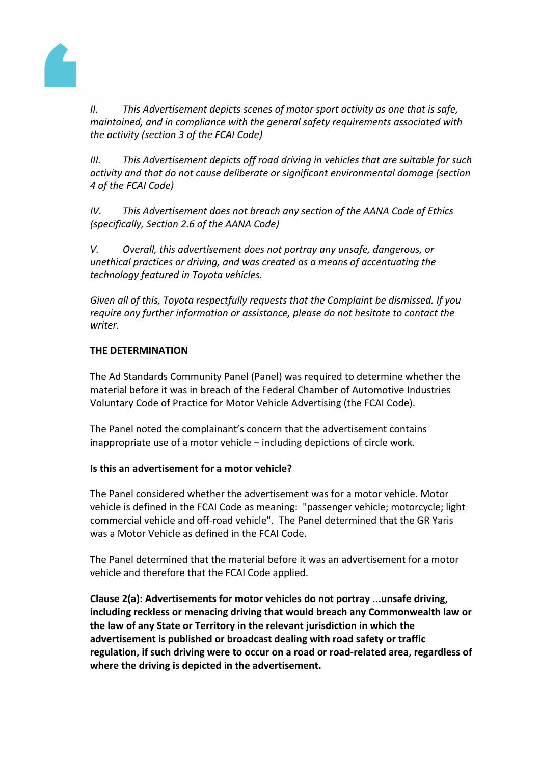*II. This Advertisement depicts scenes of motor sport activity as one that is safe, maintained, and in compliance with the general safety requirements associated with the activity (section 3 of the FCAI Code)*

*III. This Advertisement depicts off road driving in vehicles that are suitable for such activity and that do not cause deliberate or significant environmental damage (section 4 of the FCAI Code)*

*IV. This Advertisement does not breach any section of the AANA Code of Ethics (specifically, Section 2.6 of the AANA Code)*

*V. Overall, this advertisement does not portray any unsafe, dangerous, or unethical practices or driving, and was created as a means of accentuating the technology featured in Toyota vehicles.*

*Given all of this, Toyota respectfully requests that the Complaint be dismissed. If you require any further information or assistance, please do not hesitate to contact the writer.*

**THE DETERMINATION**

The Ad Standards Community Panel (Panel) was required to determine whether the material before it was in breach of the Federal Chamber of Automotive Industries Voluntary Code of Practice for Motor Vehicle Advertising (the FCAI Code).

The Panel noted the complainant's concern that the advertisement contains inappropriate use of a motor vehicle – including depictions of circle work.

**Is this an advertisement for a motor vehicle?**

The Panel considered whether the advertisement was for a motor vehicle. Motor vehicle is defined in the FCAI Code as meaning: "passenger vehicle; motorcycle; light commercial vehicle and off-road vehicle". The Panel determined that the GR Yaris was a Motor Vehicle as defined in the FCAI Code.

The Panel determined that the material before it was an advertisement for a motor vehicle and therefore that the FCAI Code applied.

**Clause 2(a): Advertisements for motor vehicles do not portray ...unsafe driving, including reckless or menacing driving that would breach any Commonwealth law or the law of any State or Territory in the relevant jurisdiction in which the advertisement is published or broadcast dealing with road safety or traffic regulation, if such driving were to occur on a road or road-related area, regardless of where the driving is depicted in the advertisement.**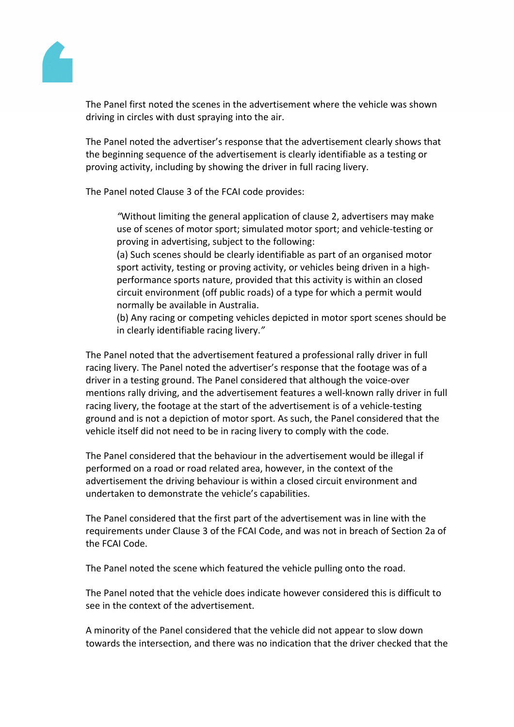The Panel first noted the scenes in the advertisement where the vehicle was shown driving in circles with dust spraying into the air.

The Panel noted the advertiser's response that the advertisement clearly shows that the beginning sequence of the advertisement is clearly identifiable as a testing or proving activity, including by showing the driver in full racing livery.

The Panel noted Clause 3 of the FCAI code provides:

> "Without limiting the general application of clause 2, advertisers may make use of scenes of motor sport; simulated motor sport; and vehicle-testing or proving in advertising, subject to the following:
> (a) Such scenes should be clearly identifiable as part of an organised motor sport activity, testing or proving activity, or vehicles being driven in a high-performance sports nature, provided that this activity is within an closed circuit environment (off public roads) of a type for which a permit would normally be available in Australia.
> (b) Any racing or competing vehicles depicted in motor sport scenes should be in clearly identifiable racing livery."

The Panel noted that the advertisement featured a professional rally driver in full racing livery. The Panel noted the advertiser's response that the footage was of a driver in a testing ground. The Panel considered that although the voice-over mentions rally driving, and the advertisement features a well-known rally driver in full racing livery, the footage at the start of the advertisement is of a vehicle-testing ground and is not a depiction of motor sport. As such, the Panel considered that the vehicle itself did not need to be in racing livery to comply with the code.

The Panel considered that the behaviour in the advertisement would be illegal if performed on a road or road related area, however, in the context of the advertisement the driving behaviour is within a closed circuit environment and undertaken to demonstrate the vehicle's capabilities.

The Panel considered that the first part of the advertisement was in line with the requirements under Clause 3 of the FCAI Code, and was not in breach of Section 2a of the FCAI Code.

The Panel noted the scene which featured the vehicle pulling onto the road.

The Panel noted that the vehicle does indicate however considered this is difficult to see in the context of the advertisement.

A minority of the Panel considered that the vehicle did not appear to slow down towards the intersection, and there was no indication that the driver checked that the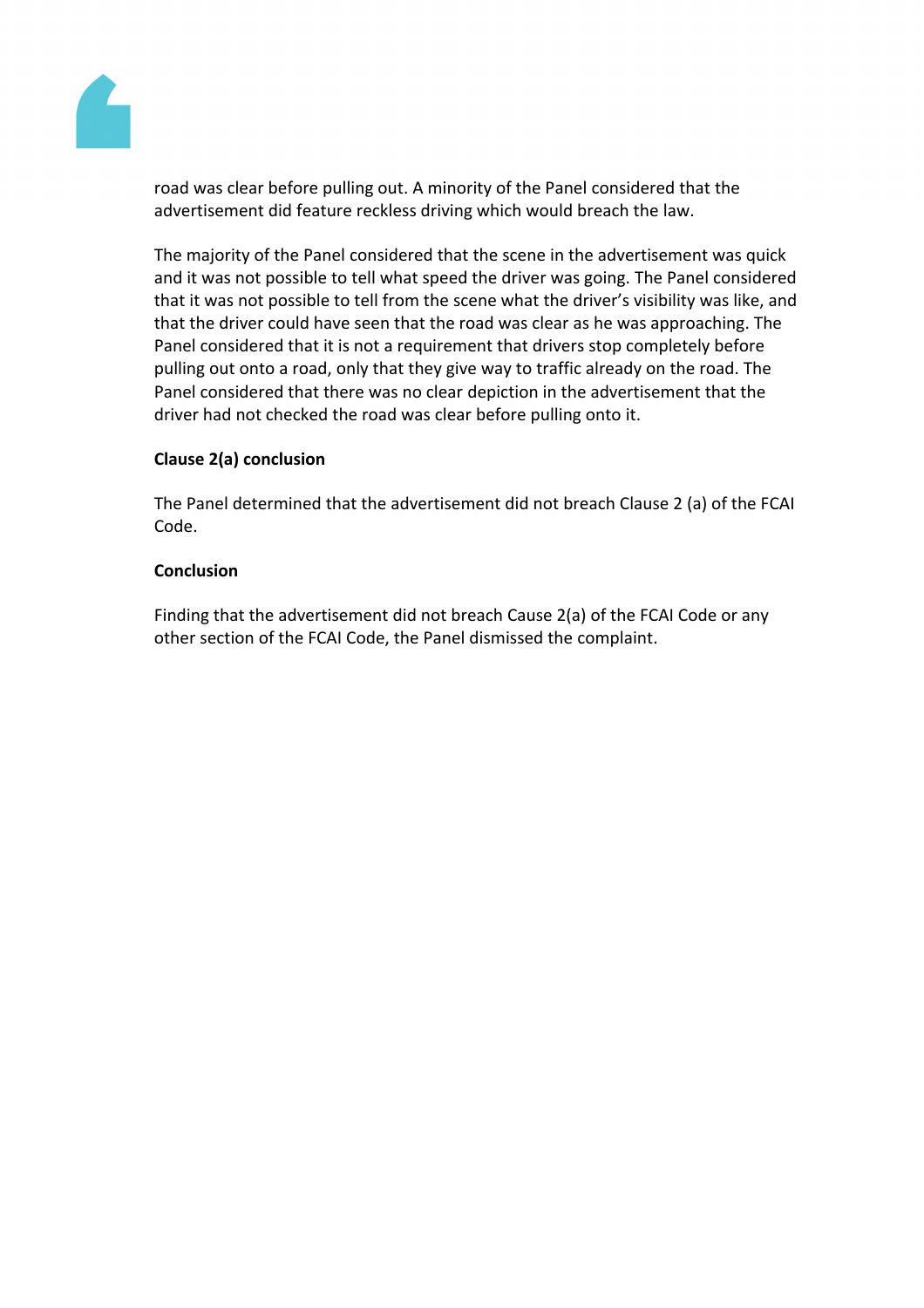road was clear before pulling out. A minority of the Panel considered that the advertisement did feature reckless driving which would breach the law.

The majority of the Panel considered that the scene in the advertisement was quick and it was not possible to tell what speed the driver was going. The Panel considered that it was not possible to tell from the scene what the driver's visibility was like, and that the driver could have seen that the road was clear as he was approaching. The Panel considered that it is not a requirement that drivers stop completely before pulling out onto a road, only that they give way to traffic already on the road. The Panel considered that there was no clear depiction in the advertisement that the driver had not checked the road was clear before pulling onto it.

**Clause 2(a) conclusion**

The Panel determined that the advertisement did not breach Clause 2 (a) of the FCAI Code.

**Conclusion**

Finding that the advertisement did not breach Cause 2(a) of the FCAI Code or any other section of the FCAI Code, the Panel dismissed the complaint.